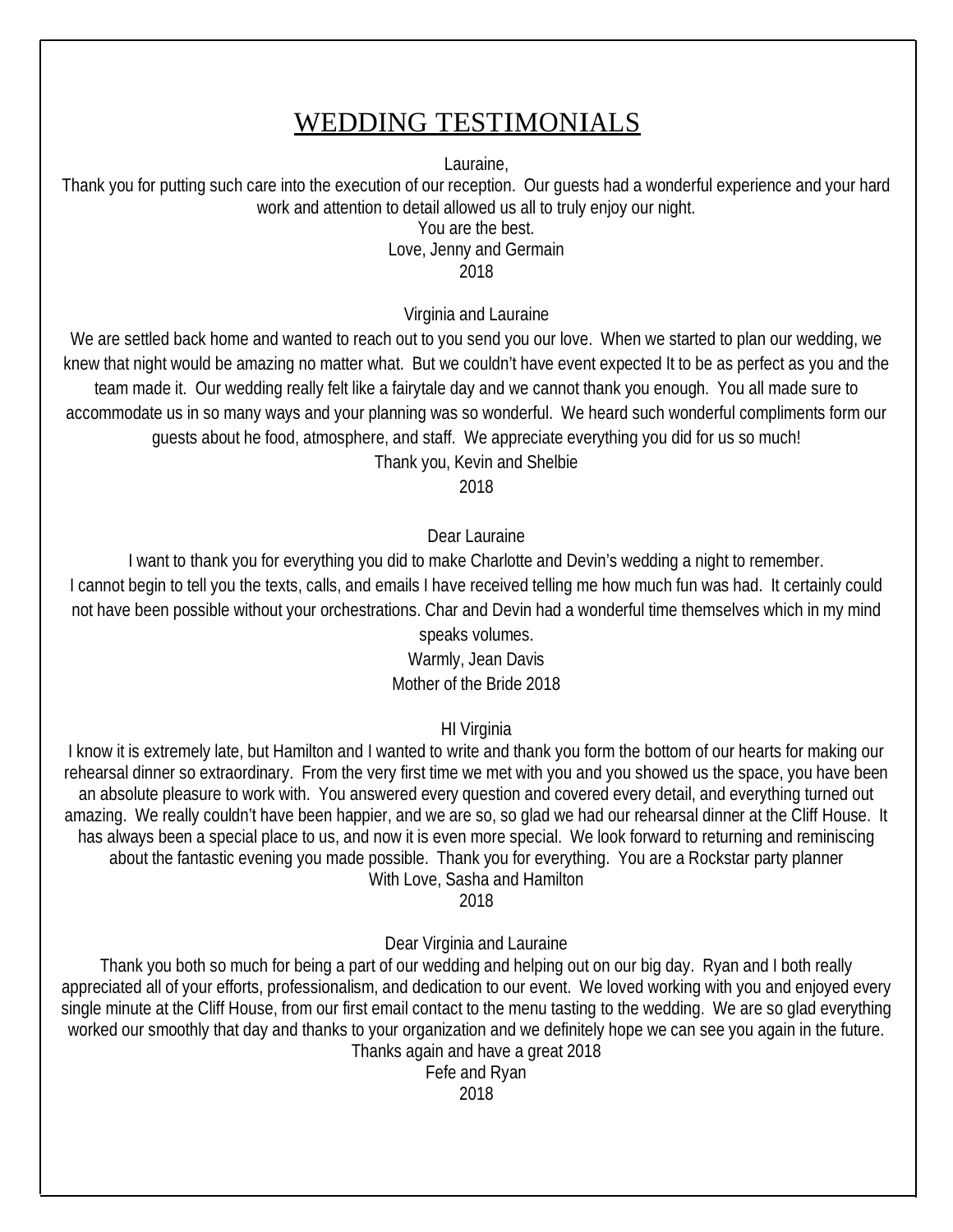# WEDDING TESTIMONIALS

Lauraine,
Thank you for putting such care into the execution of our reception. Our guests had a wonderful experience and your hard work and attention to detail allowed us all to truly enjoy our night.
You are the best.
Love, Jenny and Germain
2018

Virginia and Lauraine
We are settled back home and wanted to reach out to you send you our love. When we started to plan our wedding, we knew that night would be amazing no matter what. But we couldn't have event expected It to be as perfect as you and the team made it. Our wedding really felt like a fairytale day and we cannot thank you enough. You all made sure to accommodate us in so many ways and your planning was so wonderful. We heard such wonderful compliments form our guests about he food, atmosphere, and staff. We appreciate everything you did for us so much!
Thank you, Kevin and Shelbie
2018

Dear Lauraine
I want to thank you for everything you did to make Charlotte and Devin's wedding a night to remember.
I cannot begin to tell you the texts, calls, and emails I have received telling me how much fun was had. It certainly could not have been possible without your orchestrations. Char and Devin had a wonderful time themselves which in my mind speaks volumes.
Warmly, Jean Davis
Mother of the Bride 2018

HI Virginia
I know it is extremely late, but Hamilton and I wanted to write and thank you form the bottom of our hearts for making our rehearsal dinner so extraordinary. From the very first time we met with you and you showed us the space, you have been an absolute pleasure to work with. You answered every question and covered every detail, and everything turned out amazing. We really couldn't have been happier, and we are so, so glad we had our rehearsal dinner at the Cliff House. It has always been a special place to us, and now it is even more special. We look forward to returning and reminiscing about the fantastic evening you made possible. Thank you for everything. You are a Rockstar party planner
With Love, Sasha and Hamilton
2018

Dear Virginia and Lauraine
Thank you both so much for being a part of our wedding and helping out on our big day. Ryan and I both really appreciated all of your efforts, professionalism, and dedication to our event. We loved working with you and enjoyed every single minute at the Cliff House, from our first email contact to the menu tasting to the wedding. We are so glad everything worked our smoothly that day and thanks to your organization and we definitely hope we can see you again in the future.
Thanks again and have a great 2018
Fefe and Ryan
2018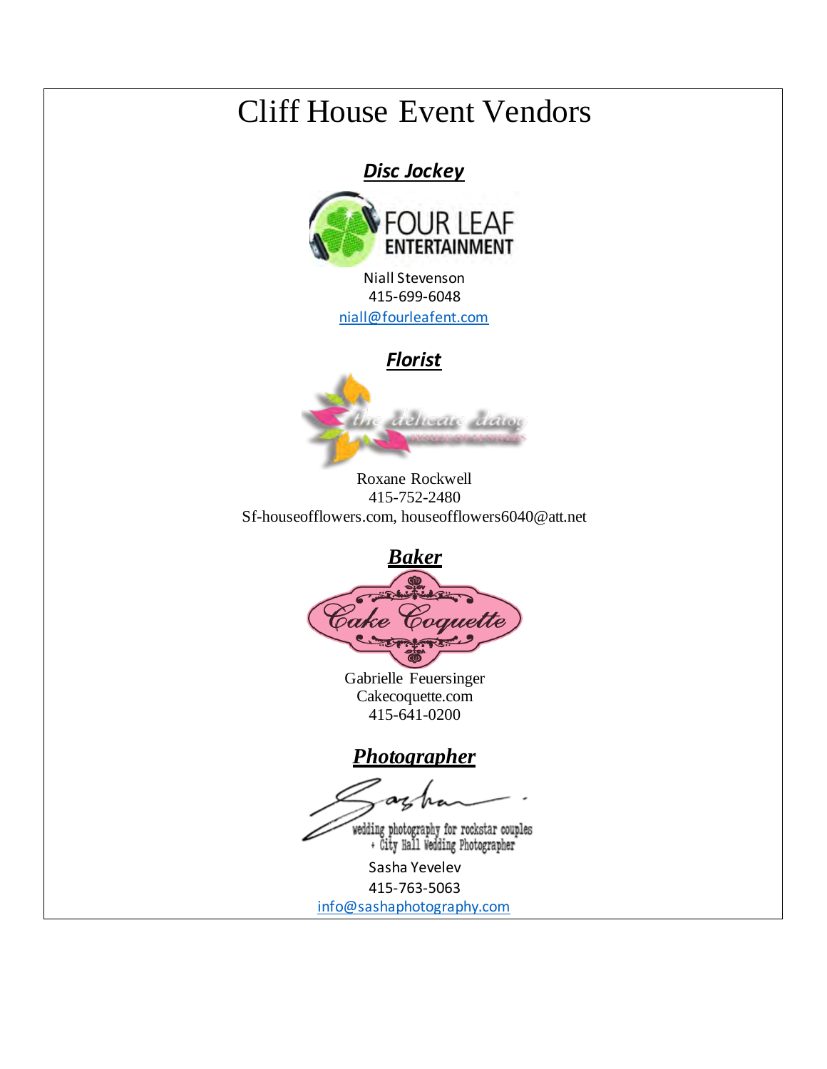# Cliff House Event Vendors

## ***Disc Jockey***

FOUR LEAF ENTERTAINMENT

Niall Stevenson
415-699-6048
niall@fourleafent.com

## ***Florist***

the delicate daisy

Roxane Rockwell
415-752-2480
Sf-houseofflowers.com, houseofflowers6040@att.net

## ***Baker***

Cake Coquette

Gabrielle Feuersinger
Cakecoquette.com
415-641-0200

## ***Photographer***

Sasha
wedding photography for rockstar couples
+ City Hall Wedding Photographer

Sasha Yevelev
415-763-5063
info@sashaphotography.com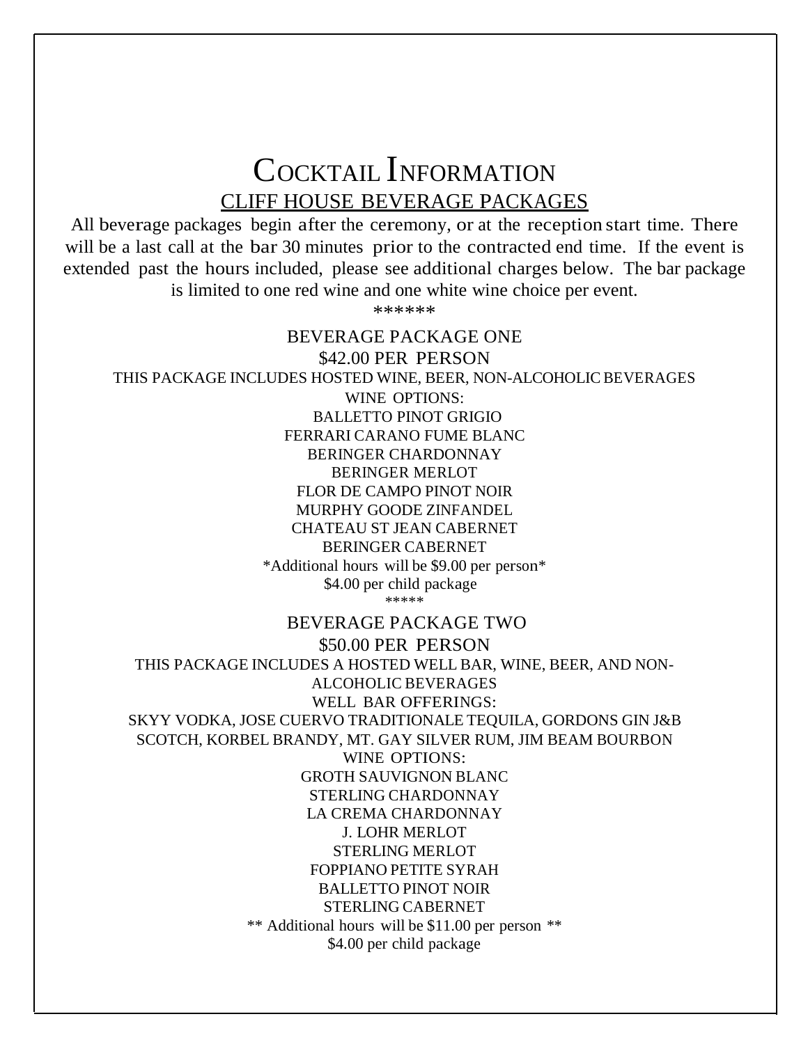# Cocktail Information

## CLIFF HOUSE BEVERAGE PACKAGES

All beverage packages begin after the ceremony, or at the reception start time. There will be a last call at the bar 30 minutes prior to the contracted end time. If the event is extended past the hours included, please see additional charges below. The bar package is limited to one red wine and one white wine choice per event.

******

### BEVERAGE PACKAGE ONE

$42.00 PER PERSON

THIS PACKAGE INCLUDES HOSTED WINE, BEER, NON-ALCOHOLIC BEVERAGES

WINE OPTIONS:

BALLETTO PINOT GRIGIO
FERRARI CARANO FUME BLANC
BERINGER CHARDONNAY
BERINGER MERLOT
FLOR DE CAMPO PINOT NOIR
MURPHY GOODE ZINFANDEL
CHATEAU ST JEAN CABERNET
BERINGER CABERNET

*Additional hours will be $9.00 per person*

$4.00 per child package

*****

### BEVERAGE PACKAGE TWO

$50.00 PER PERSON

THIS PACKAGE INCLUDES A HOSTED WELL BAR, WINE, BEER, AND NON-ALCOHOLIC BEVERAGES

WELL BAR OFFERINGS:

SKYY VODKA, JOSE CUERVO TRADITIONALE TEQUILA, GORDONS GIN J&B SCOTCH, KORBEL BRANDY, MT. GAY SILVER RUM, JIM BEAM BOURBON

WINE OPTIONS:

GROTH SAUVIGNON BLANC
STERLING CHARDONNAY
LA CREMA CHARDONNAY
J. LOHR MERLOT
STERLING MERLOT
FOPPIANO PETITE SYRAH
BALLETTO PINOT NOIR
STERLING CABERNET

** Additional hours will be $11.00 per person **

$4.00 per child package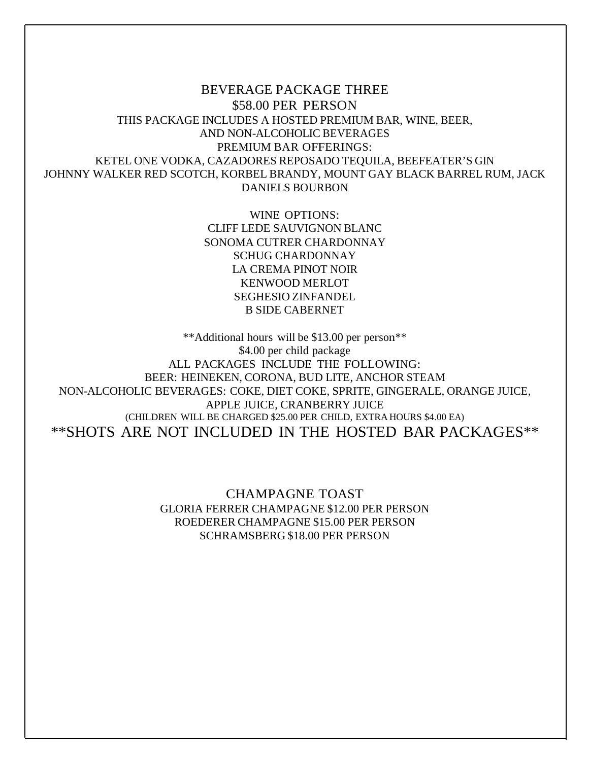## BEVERAGE PACKAGE THREE

## $58.00 PER PERSON

THIS PACKAGE INCLUDES A HOSTED PREMIUM BAR, WINE, BEER, AND NON-ALCOHOLIC BEVERAGES

PREMIUM BAR OFFERINGS:

KETEL ONE VODKA, CAZADORES REPOSADO TEQUILA, BEEFEATER'S GIN JOHNNY WALKER RED SCOTCH, KORBEL BRANDY, MOUNT GAY BLACK BARREL RUM, JACK DANIELS BOURBON

WINE OPTIONS:

CLIFF LEDE SAUVIGNON BLANC
SONOMA CUTRER CHARDONNAY
SCHUG CHARDONNAY
LA CREMA PINOT NOIR
KENWOOD MERLOT
SEGHESIO ZINFANDEL
B SIDE CABERNET

**Additional hours will be $13.00 per person**

$4.00 per child package

ALL PACKAGES INCLUDE THE FOLLOWING:

BEER: HEINEKEN, CORONA, BUD LITE, ANCHOR STEAM

NON-ALCOHOLIC BEVERAGES: COKE, DIET COKE, SPRITE, GINGERALE, ORANGE JUICE, APPLE JUICE, CRANBERRY JUICE

(CHILDREN WILL BE CHARGED $25.00 PER CHILD, EXTRA HOURS $4.00 EA)

**SHOTS ARE NOT INCLUDED IN THE HOSTED BAR PACKAGES**

## CHAMPAGNE TOAST

GLORIA FERRER CHAMPAGNE $12.00 PER PERSON
ROEDERER CHAMPAGNE $15.00 PER PERSON
SCHRAMSBERG $18.00 PER PERSON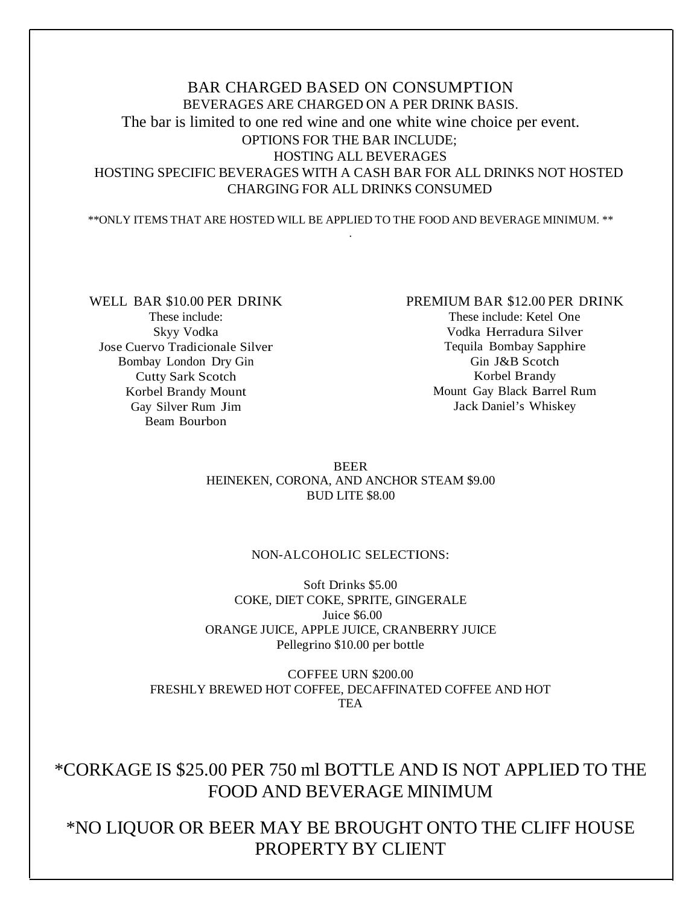## BAR CHARGED BASED ON CONSUMPTION

BEVERAGES ARE CHARGED ON A PER DRINK BASIS.

The bar is limited to one red wine and one white wine choice per event.

OPTIONS FOR THE BAR INCLUDE;

HOSTING ALL BEVERAGES

HOSTING SPECIFIC BEVERAGES WITH A CASH BAR FOR ALL DRINKS NOT HOSTED

CHARGING FOR ALL DRINKS CONSUMED

**ONLY ITEMS THAT ARE HOSTED WILL BE APPLIED TO THE FOOD AND BEVERAGE MINIMUM. **

.

### WELL BAR $10.00 PER DRINK

These include:
Skyy Vodka
Jose Cuervo Tradicionale Silver
Bombay London Dry Gin
Cutty Sark Scotch
Korbel Brandy Mount
Gay Silver Rum Jim
Beam Bourbon

### PREMIUM BAR $12.00 PER DRINK

These include: Ketel One
Vodka Herradura Silver
Tequila Bombay Sapphire
Gin J&B Scotch
Korbel Brandy
Mount Gay Black Barrel Rum
Jack Daniel's Whiskey

### BEER

HEINEKEN, CORONA, AND ANCHOR STEAM $9.00
BUD LITE $8.00

### NON-ALCOHOLIC SELECTIONS:

Soft Drinks $5.00
COKE, DIET COKE, SPRITE, GINGERALE
Juice $6.00
ORANGE JUICE, APPLE JUICE, CRANBERRY JUICE
Pellegrino $10.00 per bottle

COFFEE URN $200.00
FRESHLY BREWED HOT COFFEE, DECAFFINATED COFFEE AND HOT TEA

*CORKAGE IS $25.00 PER 750 ml BOTTLE AND IS NOT APPLIED TO THE FOOD AND BEVERAGE MINIMUM

*NO LIQUOR OR BEER MAY BE BROUGHT ONTO THE CLIFF HOUSE PROPERTY BY CLIENT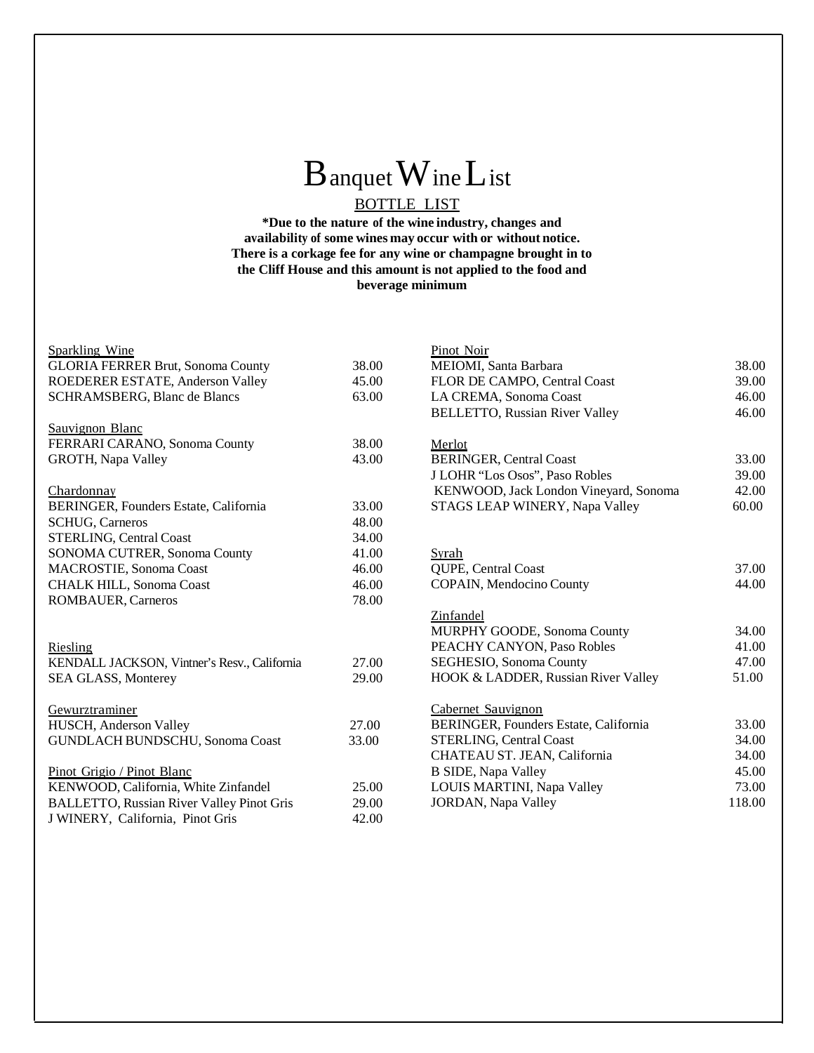# Banquet Wine List

## BOTTLE LIST

**\*Due to the nature of the wine industry, changes and availability of some wines may occur with or without notice. There is a corkage fee for any wine or champagne brought in to the Cliff House and this amount is not applied to the food and beverage minimum**

<u>Sparkling Wine</u>

| | |
|---|---|
| GLORIA FERRER Brut, Sonoma County | 38.00 |
| ROEDERER ESTATE, Anderson Valley | 45.00 |
| SCHRAMSBERG, Blanc de Blancs | 63.00 |

<u>Sauvignon Blanc</u>

| | |
|---|---|
| FERRARI CARANO, Sonoma County | 38.00 |
| GROTH, Napa Valley | 43.00 |

<u>Chardonnay</u>

| | |
|---|---|
| BERINGER, Founders Estate, California | 33.00 |
| SCHUG, Carneros | 48.00 |
| STERLING, Central Coast | 34.00 |
| SONOMA CUTRER, Sonoma County | 41.00 |
| MACROSTIE, Sonoma Coast | 46.00 |
| CHALK HILL, Sonoma Coast | 46.00 |
| ROMBAUER, Carneros | 78.00 |

<u>Riesling</u>

| | |
|---|---|
| KENDALL JACKSON, Vintner's Resv., California | 27.00 |
| SEA GLASS, Monterey | 29.00 |

<u>Gewurztraminer</u>

| | |
|---|---|
| HUSCH, Anderson Valley | 27.00 |
| GUNDLACH BUNDSCHU, Sonoma Coast | 33.00 |

<u>Pinot Grigio / Pinot Blanc</u>

| | |
|---|---|
| KENWOOD, California, White Zinfandel | 25.00 |
| BALLETTO, Russian River Valley Pinot Gris | 29.00 |
| J WINERY, California, Pinot Gris | 42.00 |

<u>Pinot Noir</u>

| | |
|---|---|
| MEIOMI, Santa Barbara | 38.00 |
| FLOR DE CAMPO, Central Coast | 39.00 |
| LA CREMA, Sonoma Coast | 46.00 |
| BELLETTO, Russian River Valley | 46.00 |

<u>Merlot</u>

| | |
|---|---|
| BERINGER, Central Coast | 33.00 |
| J LOHR "Los Osos", Paso Robles | 39.00 |
| KENWOOD, Jack London Vineyard, Sonoma | 42.00 |
| STAGS LEAP WINERY, Napa Valley | 60.00 |

<u>Syrah</u>

| | |
|---|---|
| QUPE, Central Coast | 37.00 |
| COPAIN, Mendocino County | 44.00 |

<u>Zinfandel</u>

| | |
|---|---|
| MURPHY GOODE, Sonoma County | 34.00 |
| PEACHY CANYON, Paso Robles | 41.00 |
| SEGHESIO, Sonoma County | 47.00 |
| HOOK & LADDER, Russian River Valley | 51.00 |

<u>Cabernet Sauvignon</u>

| | |
|---|---|
| BERINGER, Founders Estate, California | 33.00 |
| STERLING, Central Coast | 34.00 |
| CHATEAU ST. JEAN, California | 34.00 |
| B SIDE, Napa Valley | 45.00 |
| LOUIS MARTINI, Napa Valley | 73.00 |
| JORDAN, Napa Valley | 118.00 |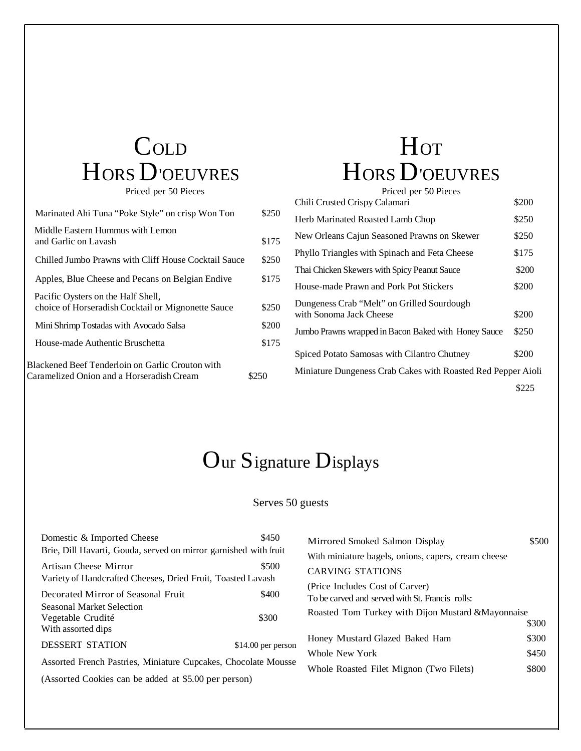# Cold Hors D'oeuvres

Priced per 50 Pieces

| Item | Price |
|---|---|
| Marinated Ahi Tuna "Poke Style" on crisp Won Ton | $250 |
| Middle Eastern Hummus with Lemon and Garlic on Lavash | $175 |
| Chilled Jumbo Prawns with Cliff House Cocktail Sauce | $250 |
| Apples, Blue Cheese and Pecans on Belgian Endive | $175 |
| Pacific Oysters on the Half Shell, choice of Horseradish Cocktail or Mignonette Sauce | $250 |
| Mini Shrimp Tostadas with Avocado Salsa | $200 |
| House-made Authentic Bruschetta | $175 |
| Blackened Beef Tenderloin on Garlic Crouton with Caramelized Onion and a Horseradish Cream | $250 |

# Hot Hors D'oeuvres

Priced per 50 Pieces

| Item | Price |
|---|---|
| Chili Crusted Crispy Calamari | $200 |
| Herb Marinated Roasted Lamb Chop | $250 |
| New Orleans Cajun Seasoned Prawns on Skewer | $250 |
| Phyllo Triangles with Spinach and Feta Cheese | $175 |
| Thai Chicken Skewers with Spicy Peanut Sauce | $200 |
| House-made Prawn and Pork Pot Stickers | $200 |
| Dungeness Crab "Melt" on Grilled Sourdough with Sonoma Jack Cheese | $200 |
| Jumbo Prawns wrapped in Bacon Baked with Honey Sauce | $250 |
| Spiced Potato Samosas with Cilantro Chutney | $200 |
| Miniature Dungeness Crab Cakes with Roasted Red Pepper Aioli | $225 |

# Our Signature Displays

Serves 50 guests

| Item | Price |
|---|---|
| Domestic & Imported Cheese<br>Brie, Dill Havarti, Gouda, served on mirror garnished with fruit | $450 |
| Artisan Cheese Mirror<br>Variety of Handcrafted Cheeses, Dried Fruit, Toasted Lavash | $500 |
| Decorated Mirror of Seasonal Fruit | $400 |
| Seasonal Market Selection Vegetable Crudité<br>With assorted dips | $300 |
| DESSERT STATION | $14.00 per person |

Assorted French Pastries, Miniature Cupcakes, Chocolate Mousse

(Assorted Cookies can be added at $5.00 per person)

| Item | Price |
|---|---|
| Mirrored Smoked Salmon Display<br>With miniature bagels, onions, capers, cream cheese | $500 |

**CARVING STATIONS**

(Price Includes Cost of Carver)
To be carved and served with St. Francis rolls:

| Item | Price |
|---|---|
| Roasted Tom Turkey with Dijon Mustard &Mayonnaise | $300 |
| Honey Mustard Glazed Baked Ham | $300 |
| Whole New York | $450 |
| Whole Roasted Filet Mignon (Two Filets) | $800 |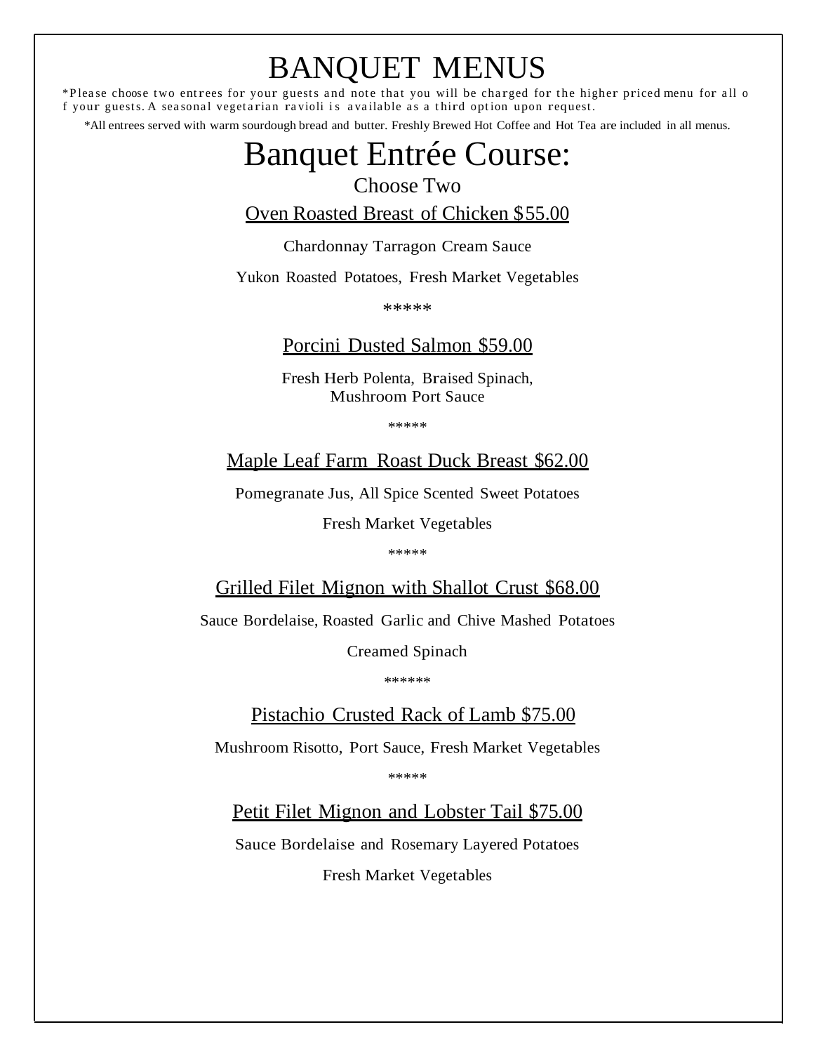# BANQUET MENUS

*Please choose two entrees for your guests and note that you will be charged for the higher priced menu for all of your guests. A seasonal vegetarian ravioli is available as a third option upon request.

*All entrees served with warm sourdough bread and butter. Freshly Brewed Hot Coffee and Hot Tea are included in all menus.

## Banquet Entrée Course:

Choose Two

### Oven Roasted Breast of Chicken $55.00

Chardonnay Tarragon Cream Sauce

Yukon Roasted Potatoes, Fresh Market Vegetables

*****

### Porcini Dusted Salmon $59.00

Fresh Herb Polenta, Braised Spinach,
Mushroom Port Sauce

*****

### Maple Leaf Farm Roast Duck Breast $62.00

Pomegranate Jus, All Spice Scented Sweet Potatoes

Fresh Market Vegetables

*****

### Grilled Filet Mignon with Shallot Crust $68.00

Sauce Bordelaise, Roasted Garlic and Chive Mashed Potatoes

Creamed Spinach

******

### Pistachio Crusted Rack of Lamb $75.00

Mushroom Risotto, Port Sauce, Fresh Market Vegetables

*****

### Petit Filet Mignon and Lobster Tail $75.00

Sauce Bordelaise and Rosemary Layered Potatoes

Fresh Market Vegetables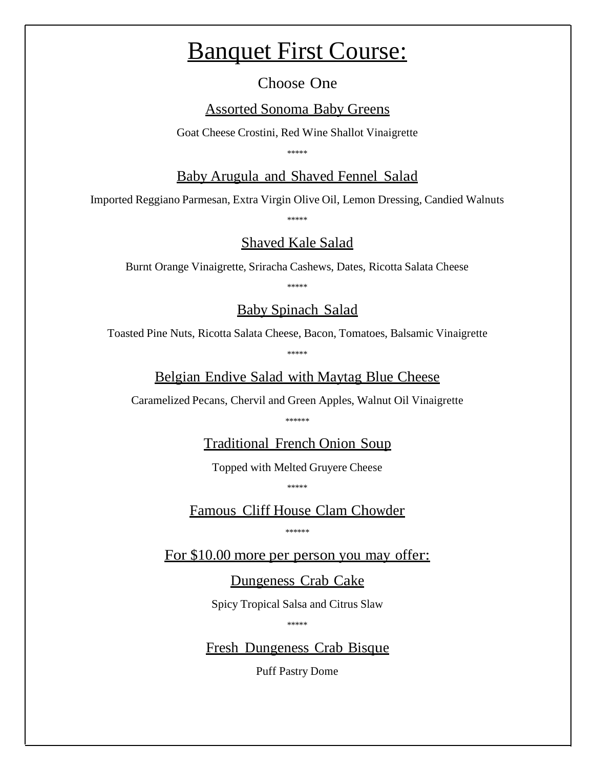# Banquet First Course:

Choose One

## Assorted Sonoma Baby Greens

Goat Cheese Crostini, Red Wine Shallot Vinaigrette

*****

## Baby Arugula and Shaved Fennel Salad

Imported Reggiano Parmesan, Extra Virgin Olive Oil, Lemon Dressing, Candied Walnuts

*****

## Shaved Kale Salad

Burnt Orange Vinaigrette, Sriracha Cashews, Dates, Ricotta Salata Cheese

*****

## Baby Spinach Salad

Toasted Pine Nuts, Ricotta Salata Cheese, Bacon, Tomatoes, Balsamic Vinaigrette

*****

## Belgian Endive Salad with Maytag Blue Cheese

Caramelized Pecans, Chervil and Green Apples, Walnut Oil Vinaigrette

******

## Traditional French Onion Soup

Topped with Melted Gruyere Cheese

*****

## Famous Cliff House Clam Chowder

******

## For $10.00 more per person you may offer:

## Dungeness Crab Cake

Spicy Tropical Salsa and Citrus Slaw

*****

## Fresh Dungeness Crab Bisque

Puff Pastry Dome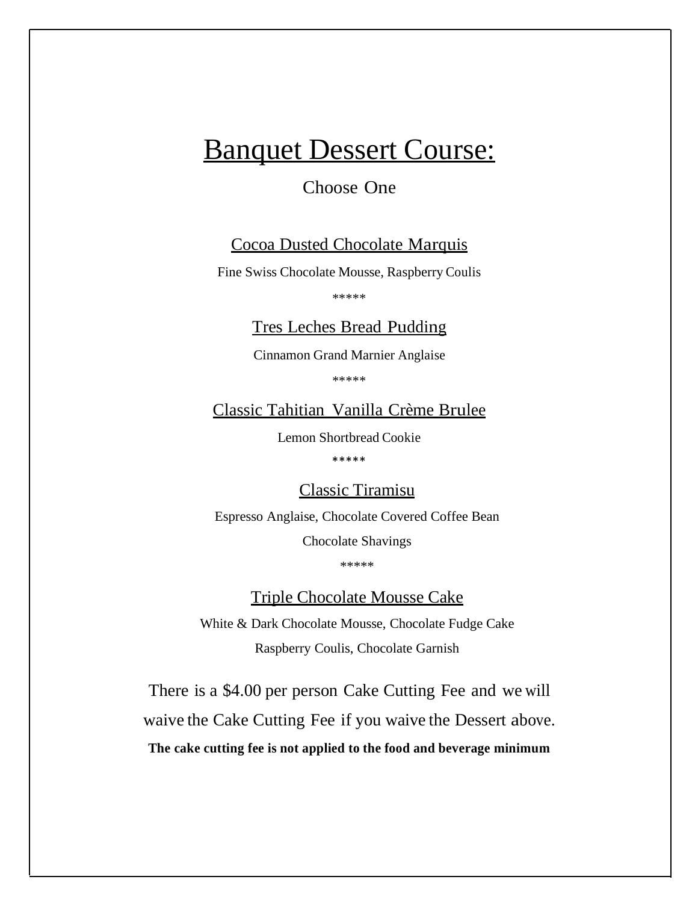# Banquet Dessert Course:

Choose One

Cocoa Dusted Chocolate Marquis

Fine Swiss Chocolate Mousse, Raspberry Coulis

*****

Tres Leches Bread Pudding

Cinnamon Grand Marnier Anglaise

*****

Classic Tahitian Vanilla Crème Brulee

Lemon Shortbread Cookie

*****

Classic Tiramisu

Espresso Anglaise, Chocolate Covered Coffee Bean

Chocolate Shavings

*****

Triple Chocolate Mousse Cake

White & Dark Chocolate Mousse, Chocolate Fudge Cake

Raspberry Coulis, Chocolate Garnish

There is a $4.00 per person Cake Cutting Fee and we will waive the Cake Cutting Fee if you waive the Dessert above.

**The cake cutting fee is not applied to the food and beverage minimum**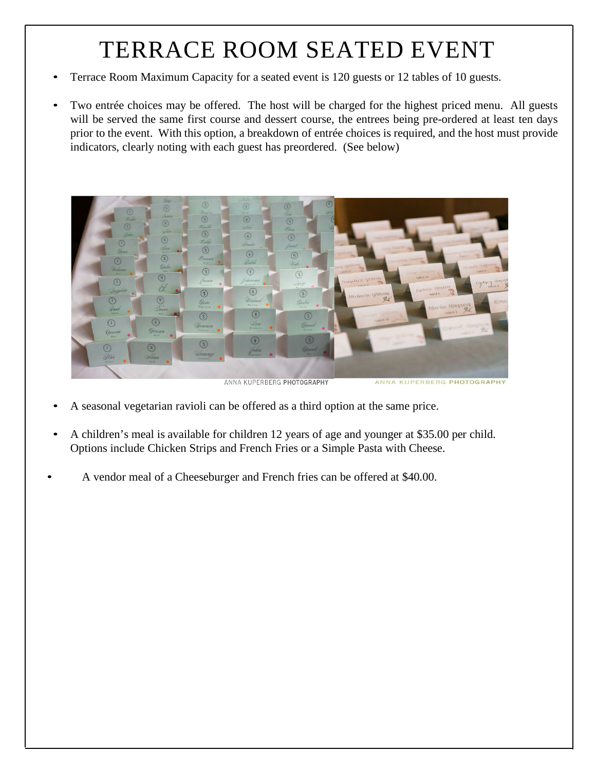# TERRACE ROOM SEATED EVENT

- Terrace Room Maximum Capacity for a seated event is 120 guests or 12 tables of 10 guests.
- Two entrée choices may be offered. The host will be charged for the highest priced menu. All guests will be served the same first course and dessert course, the entrees being pre-ordered at least ten days prior to the event. With this option, a breakdown of entrée choices is required, and the host must provide indicators, clearly noting with each guest has preordered. (See below)

ANNA KUPERBERG PHOTOGRAPHY ANNA KUPERBERG PHOTOGRAPHY

- A seasonal vegetarian ravioli can be offered as a third option at the same price.
- A children's meal is available for children 12 years of age and younger at $35.00 per child. Options include Chicken Strips and French Fries or a Simple Pasta with Cheese.
- A vendor meal of a Cheeseburger and French fries can be offered at $40.00.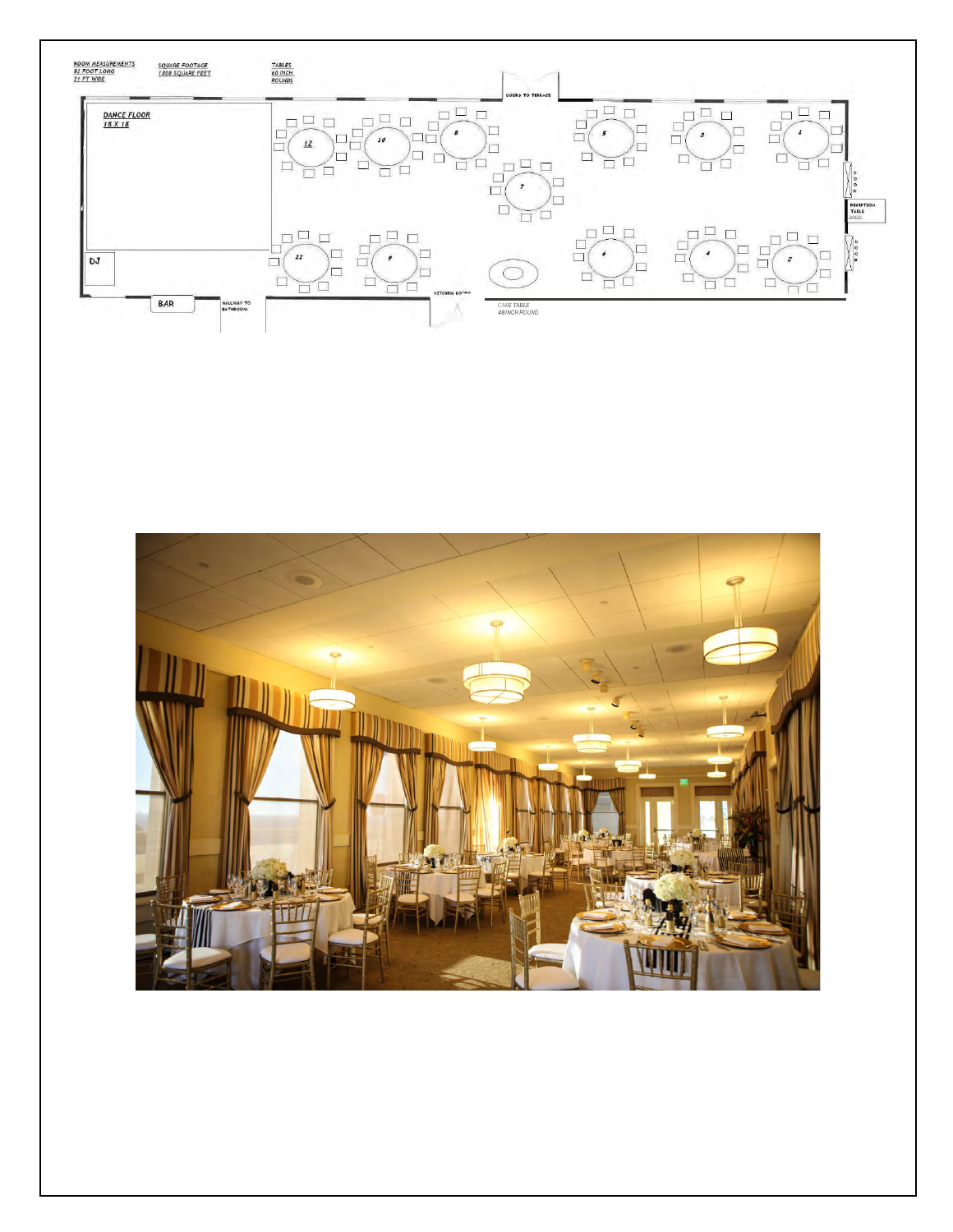**ROOM MEASUREMENTS**
81 FOOT LONG
21 FT WIDE

**SQUARE FOOTAGE**
1808 SQUARE FEET

**TABLES**
60 INCH
ROUNDS

DOORS TO TERRACE

**DANCE FLOOR**
18 X 18

12 10 8 7 5 3 1

11 9 6 4 2

DJ

BAR

HALLWAY TO BATHROOM

KITCHEN DOORS

CAKE TABLE
48INCH ROUND

DOOR

RECEPTION TABLE

DOOR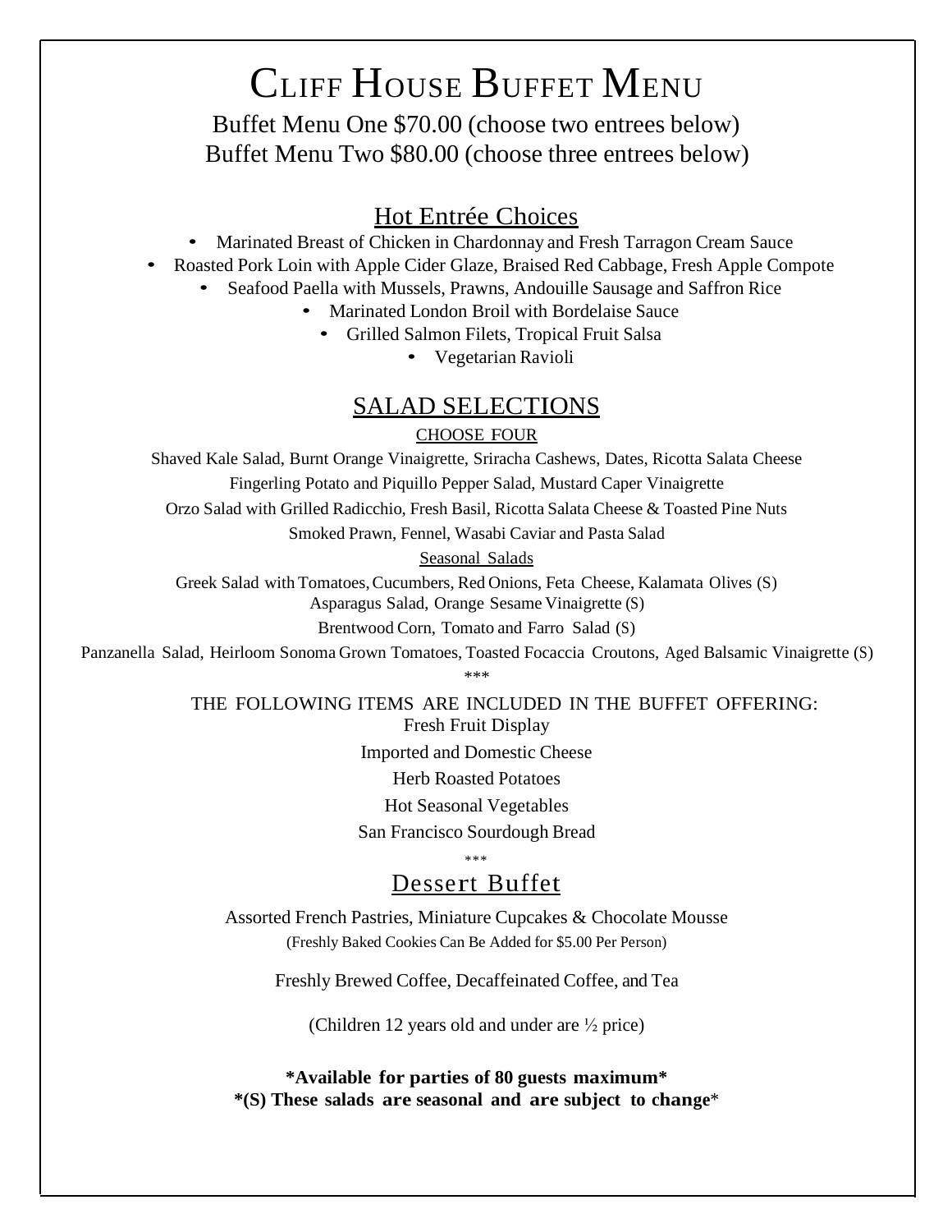# Cliff House Buffet Menu

Buffet Menu One $70.00 (choose two entrees below)
Buffet Menu Two $80.00 (choose three entrees below)

## Hot Entrée Choices

- Marinated Breast of Chicken in Chardonnay and Fresh Tarragon Cream Sauce
- Roasted Pork Loin with Apple Cider Glaze, Braised Red Cabbage, Fresh Apple Compote
- Seafood Paella with Mussels, Prawns, Andouille Sausage and Saffron Rice
- Marinated London Broil with Bordelaise Sauce
- Grilled Salmon Filets, Tropical Fruit Salsa
- Vegetarian Ravioli

## SALAD SELECTIONS

CHOOSE FOUR

Shaved Kale Salad, Burnt Orange Vinaigrette, Sriracha Cashews, Dates, Ricotta Salata Cheese

Fingerling Potato and Piquillo Pepper Salad, Mustard Caper Vinaigrette

Orzo Salad with Grilled Radicchio, Fresh Basil, Ricotta Salata Cheese & Toasted Pine Nuts

Smoked Prawn, Fennel, Wasabi Caviar and Pasta Salad

Seasonal Salads

Greek Salad with Tomatoes, Cucumbers, Red Onions, Feta Cheese, Kalamata Olives (S)

Asparagus Salad, Orange Sesame Vinaigrette (S)

Brentwood Corn, Tomato and Farro Salad (S)

Panzanella Salad, Heirloom Sonoma Grown Tomatoes, Toasted Focaccia Croutons, Aged Balsamic Vinaigrette (S)

***

THE FOLLOWING ITEMS ARE INCLUDED IN THE BUFFET OFFERING:

Fresh Fruit Display

Imported and Domestic Cheese

Herb Roasted Potatoes

Hot Seasonal Vegetables

San Francisco Sourdough Bread

***

## Dessert Buffet

Assorted French Pastries, Miniature Cupcakes & Chocolate Mousse

(Freshly Baked Cookies Can Be Added for $5.00 Per Person)

Freshly Brewed Coffee, Decaffeinated Coffee, and Tea

(Children 12 years old and under are ½ price)

**\*Available for parties of 80 guests maximum\***

**\*(S) These salads are seasonal and are subject to change**\*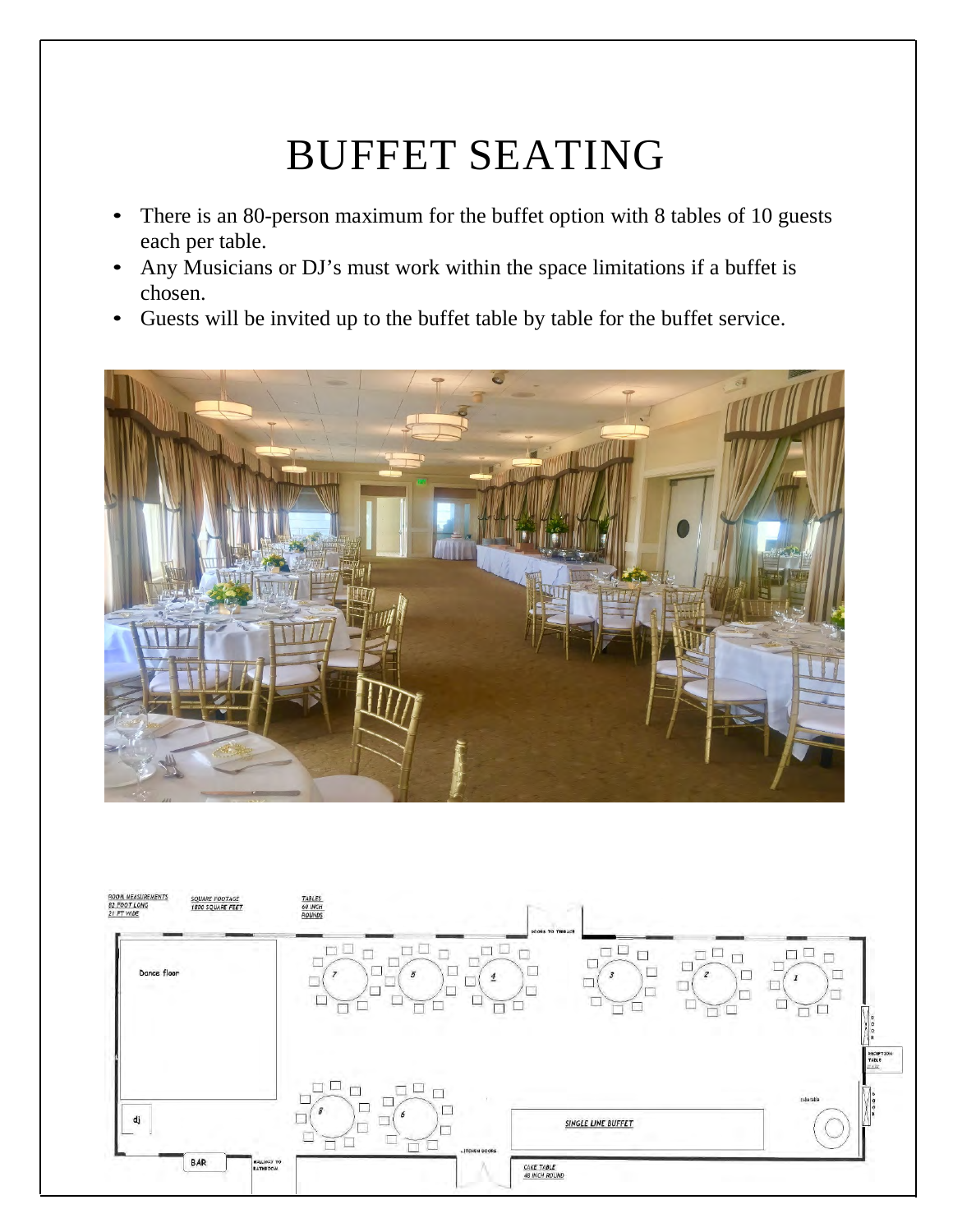# BUFFET SEATING

- There is an 80-person maximum for the buffet option with 8 tables of 10 guests each per table.
- Any Musicians or DJ's must work within the space limitations if a buffet is chosen.
- Guests will be invited up to the buffet table by table for the buffet service.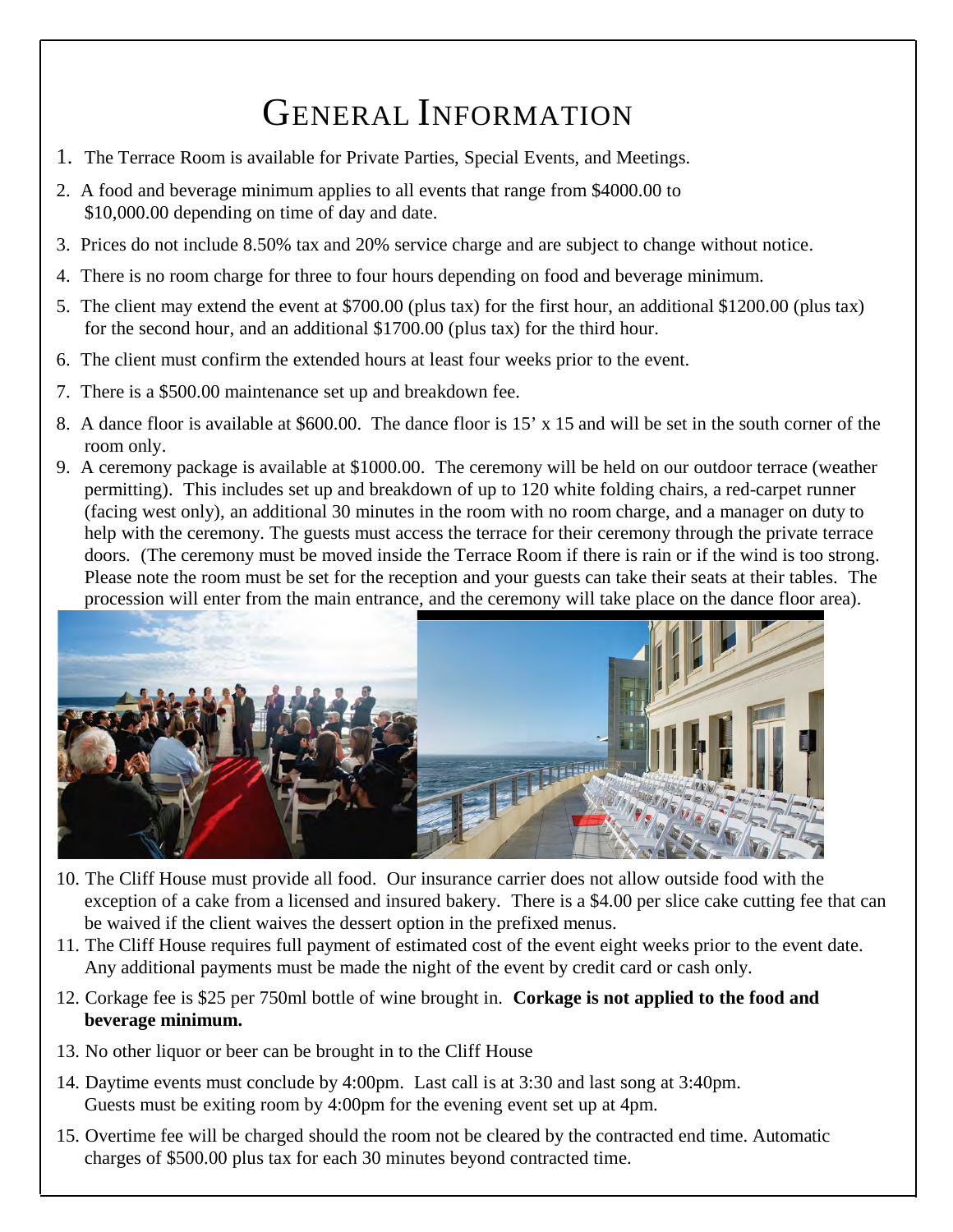# General Information

1. The Terrace Room is available for Private Parties, Special Events, and Meetings.
2. A food and beverage minimum applies to all events that range from $4000.00 to $10,000.00 depending on time of day and date.
3. Prices do not include 8.50% tax and 20% service charge and are subject to change without notice.
4. There is no room charge for three to four hours depending on food and beverage minimum.
5. The client may extend the event at $700.00 (plus tax) for the first hour, an additional $1200.00 (plus tax) for the second hour, and an additional $1700.00 (plus tax) for the third hour.
6. The client must confirm the extended hours at least four weeks prior to the event.
7. There is a $500.00 maintenance set up and breakdown fee.
8. A dance floor is available at $600.00. The dance floor is 15' x 15 and will be set in the south corner of the room only.
9. A ceremony package is available at $1000.00. The ceremony will be held on our outdoor terrace (weather permitting). This includes set up and breakdown of up to 120 white folding chairs, a red-carpet runner (facing west only), an additional 30 minutes in the room with no room charge, and a manager on duty to help with the ceremony. The guests must access the terrace for their ceremony through the private terrace doors. (The ceremony must be moved inside the Terrace Room if there is rain or if the wind is too strong. Please note the room must be set for the reception and your guests can take their seats at their tables. The procession will enter from the main entrance, and the ceremony will take place on the dance floor area).
10. The Cliff House must provide all food. Our insurance carrier does not allow outside food with the exception of a cake from a licensed and insured bakery. There is a $4.00 per slice cake cutting fee that can be waived if the client waives the dessert option in the prefixed menus.
11. The Cliff House requires full payment of estimated cost of the event eight weeks prior to the event date. Any additional payments must be made the night of the event by credit card or cash only.
12. Corkage fee is $25 per 750ml bottle of wine brought in. **Corkage is not applied to the food and beverage minimum.**
13. No other liquor or beer can be brought in to the Cliff House
14. Daytime events must conclude by 4:00pm. Last call is at 3:30 and last song at 3:40pm. Guests must be exiting room by 4:00pm for the evening event set up at 4pm.
15. Overtime fee will be charged should the room not be cleared by the contracted end time. Automatic charges of $500.00 plus tax for each 30 minutes beyond contracted time.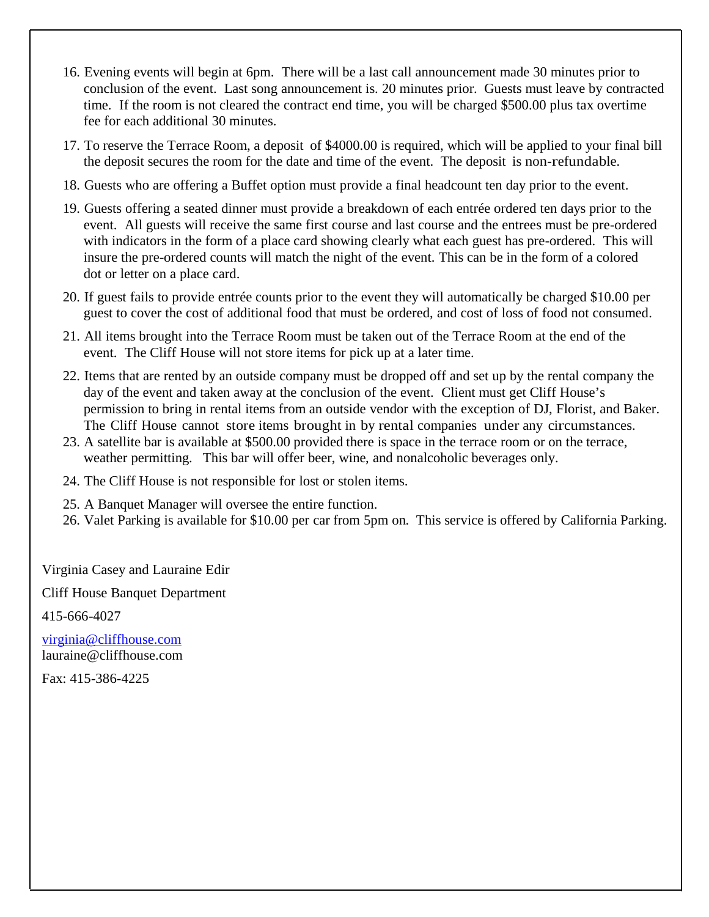16. Evening events will begin at 6pm. There will be a last call announcement made 30 minutes prior to conclusion of the event. Last song announcement is. 20 minutes prior. Guests must leave by contracted time. If the room is not cleared the contract end time, you will be charged $500.00 plus tax overtime fee for each additional 30 minutes.
17. To reserve the Terrace Room, a deposit of $4000.00 is required, which will be applied to your final bill the deposit secures the room for the date and time of the event. The deposit is non-refundable.
18. Guests who are offering a Buffet option must provide a final headcount ten day prior to the event.
19. Guests offering a seated dinner must provide a breakdown of each entrée ordered ten days prior to the event. All guests will receive the same first course and last course and the entrees must be pre-ordered with indicators in the form of a place card showing clearly what each guest has pre-ordered. This will insure the pre-ordered counts will match the night of the event. This can be in the form of a colored dot or letter on a place card.
20. If guest fails to provide entrée counts prior to the event they will automatically be charged $10.00 per guest to cover the cost of additional food that must be ordered, and cost of loss of food not consumed.
21. All items brought into the Terrace Room must be taken out of the Terrace Room at the end of the event. The Cliff House will not store items for pick up at a later time.
22. Items that are rented by an outside company must be dropped off and set up by the rental company the day of the event and taken away at the conclusion of the event. Client must get Cliff House's permission to bring in rental items from an outside vendor with the exception of DJ, Florist, and Baker. The Cliff House cannot store items brought in by rental companies under any circumstances.
23. A satellite bar is available at $500.00 provided there is space in the terrace room or on the terrace, weather permitting. This bar will offer beer, wine, and nonalcoholic beverages only.
24. The Cliff House is not responsible for lost or stolen items.
25. A Banquet Manager will oversee the entire function.
26. Valet Parking is available for $10.00 per car from 5pm on. This service is offered by California Parking.

Virginia Casey and Lauraine Edir

Cliff House Banquet Department

415-666-4027

virginia@cliffhouse.com
lauraine@cliffhouse.com

Fax: 415-386-4225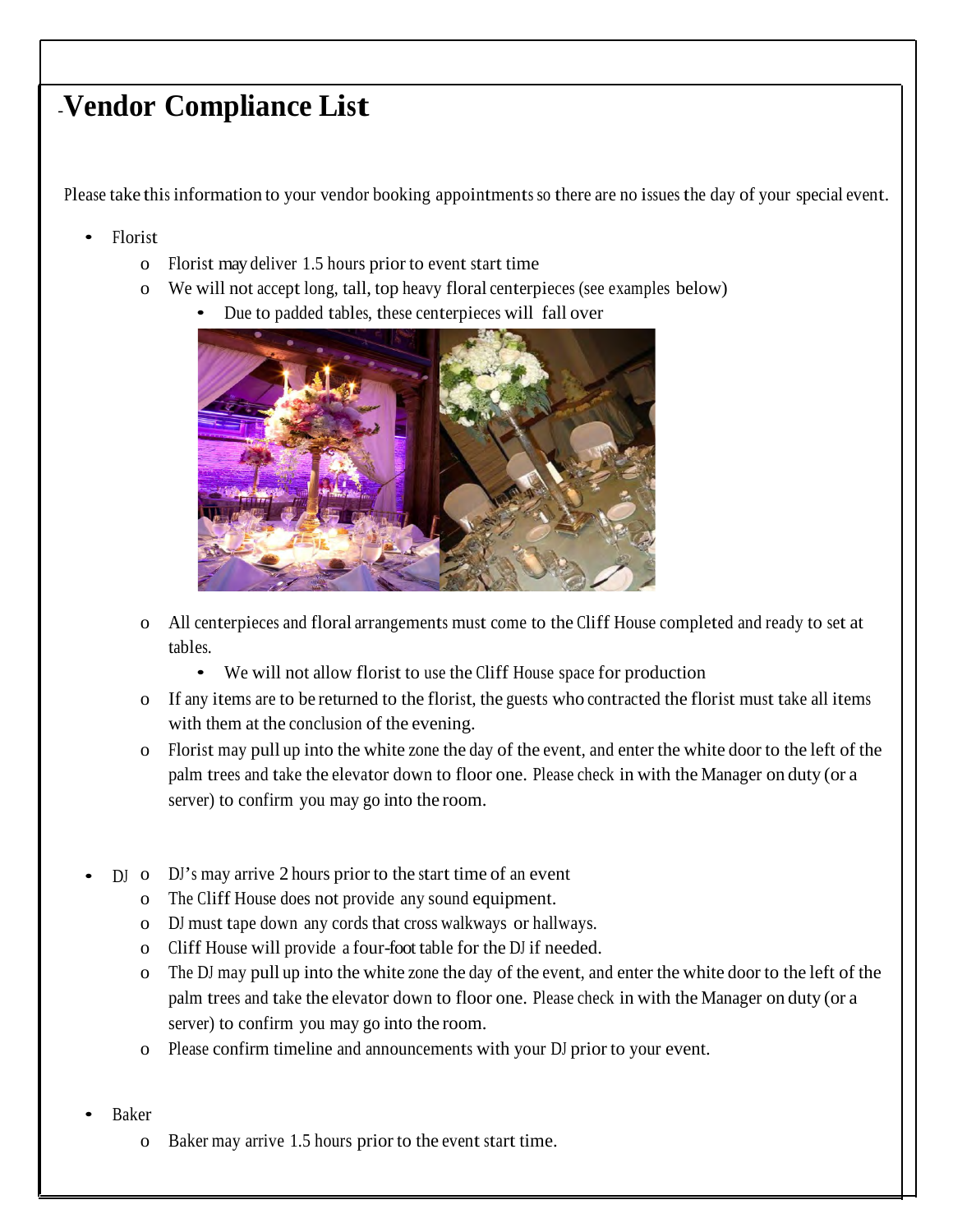# Vendor Compliance List

Please take this information to your vendor booking appointments so there are no issues the day of your special event.

- Florist
  - Florist may deliver 1.5 hours prior to event start time
  - We will not accept long, tall, top heavy floral centerpieces (see examples below)
    - Due to padded tables, these centerpieces will fall over
  - All centerpieces and floral arrangements must come to the Cliff House completed and ready to set at tables.
    - We will not allow florist to use the Cliff House space for production
  - If any items are to be returned to the florist, the guests who contracted the florist must take all items with them at the conclusion of the evening.
  - Florist may pull up into the white zone the day of the event, and enter the white door to the left of the palm trees and take the elevator down to floor one. Please check in with the Manager on duty (or a server) to confirm you may go into the room.

- DJ
  - DJ's may arrive 2 hours prior to the start time of an event
  - The Cliff House does not provide any sound equipment.
  - DJ must tape down any cords that cross walkways or hallways.
  - Cliff House will provide a four-foot table for the DJ if needed.
  - The DJ may pull up into the white zone the day of the event, and enter the white door to the left of the palm trees and take the elevator down to floor one. Please check in with the Manager on duty (or a server) to confirm you may go into the room.
  - Please confirm timeline and announcements with your DJ prior to your event.

- Baker
  - Baker may arrive 1.5 hours prior to the event start time.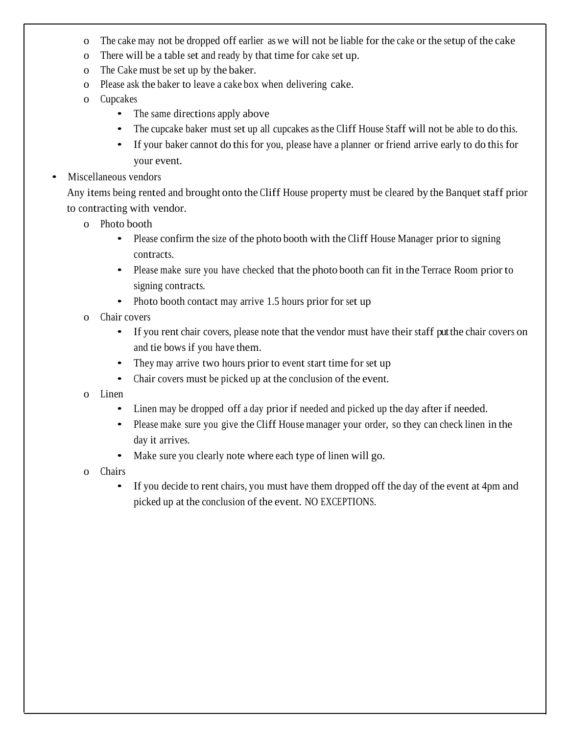- The cake may not be dropped off earlier as we will not be liable for the cake or the setup of the cake
- There will be a table set and ready by that time for cake set up.
- The Cake must be set up by the baker.
- Please ask the baker to leave a cake box when delivering cake.
- Cupcakes
  - The same directions apply above
  - The cupcake baker must set up all cupcakes as the Cliff House Staff will not be able to do this.
  - If your baker cannot do this for you, please have a planner or friend arrive early to do this for your event.

- Miscellaneous vendors

  Any items being rented and brought onto the Cliff House property must be cleared by the Banquet staff prior to contracting with vendor.

  - Photo booth
    - Please confirm the size of the photo booth with the Cliff House Manager prior to signing contracts.
    - Please make sure you have checked that the photo booth can fit in the Terrace Room prior to signing contracts.
    - Photo booth contact may arrive 1.5 hours prior for set up
  - Chair covers
    - If you rent chair covers, please note that the vendor must have their staff put the chair covers on and tie bows if you have them.
    - They may arrive two hours prior to event start time for set up
    - Chair covers must be picked up at the conclusion of the event.
  - Linen
    - Linen may be dropped off a day prior if needed and picked up the day after if needed.
    - Please make sure you give the Cliff House manager your order, so they can check linen in the day it arrives.
    - Make sure you clearly note where each type of linen will go.
  - Chairs
    - If you decide to rent chairs, you must have them dropped off the day of the event at 4pm and picked up at the conclusion of the event. NO EXCEPTIONS.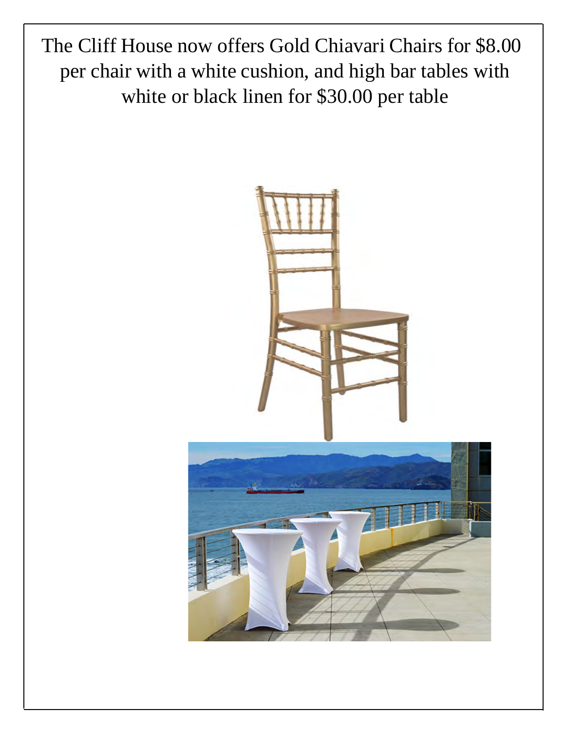The Cliff House now offers Gold Chiavari Chairs for $8.00 per chair with a white cushion, and high bar tables with white or black linen for $30.00 per table